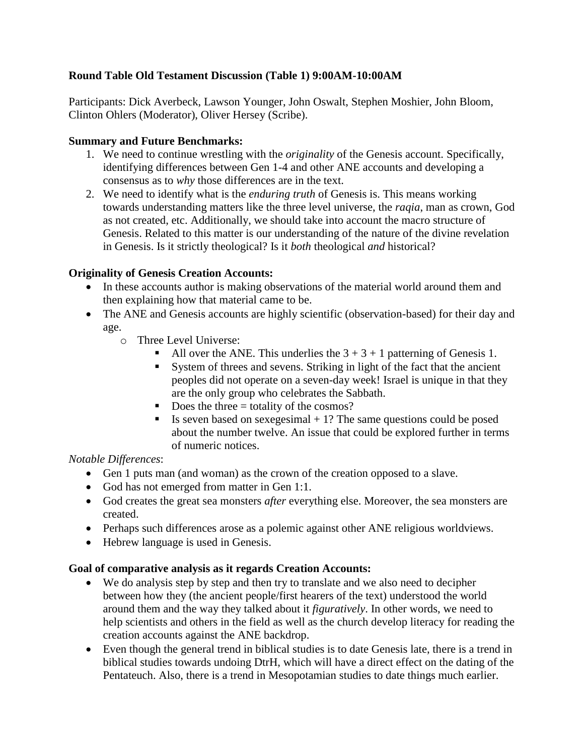**Round Table Old Testament Discussion (Table 1) 9:00AM-10:00AM**

Participants: Dick Averbeck, Lawson Younger, John Oswalt, Stephen Moshier, John Bloom, Clinton Ohlers (Moderator), Oliver Hersey (Scribe).

**Summary and Future Benchmarks:**

1. We need to continue wrestling with the *originality* of the Genesis account. Specifically, identifying differences between Gen 1-4 and other ANE accounts and developing a consensus as to *why* those differences are in the text.
2. We need to identify what is the *enduring truth* of Genesis is. This means working towards understanding matters like the three level universe, the *raqia*, man as crown, God as not created, etc. Additionally, we should take into account the macro structure of Genesis. Related to this matter is our understanding of the nature of the divine revelation in Genesis. Is it strictly theological? Is it *both* theological *and* historical?

**Originality of Genesis Creation Accounts:**

- In these accounts author is making observations of the material world around them and then explaining how that material came to be.
- The ANE and Genesis accounts are highly scientific (observation-based) for their day and age.
  - Three Level Universe:
    - All over the ANE. This underlies the 3 + 3 + 1 patterning of Genesis 1.
    - System of threes and sevens. Striking in light of the fact that the ancient peoples did not operate on a seven-day week! Israel is unique in that they are the only group who celebrates the Sabbath.
    - Does the three = totality of the cosmos?
    - Is seven based on sexegesimal + 1? The same questions could be posed about the number twelve. An issue that could be explored further in terms of numeric notices.

*Notable Differences*:

- Gen 1 puts man (and woman) as the crown of the creation opposed to a slave.
- God has not emerged from matter in Gen 1:1.
- God creates the great sea monsters *after* everything else. Moreover, the sea monsters are created.
- Perhaps such differences arose as a polemic against other ANE religious worldviews.
- Hebrew language is used in Genesis.

**Goal of comparative analysis as it regards Creation Accounts:**

- We do analysis step by step and then try to translate and we also need to decipher between how they (the ancient people/first hearers of the text) understood the world around them and the way they talked about it *figuratively*. In other words, we need to help scientists and others in the field as well as the church develop literacy for reading the creation accounts against the ANE backdrop.
- Even though the general trend in biblical studies is to date Genesis late, there is a trend in biblical studies towards undoing DtrH, which will have a direct effect on the dating of the Pentateuch. Also, there is a trend in Mesopotamian studies to date things much earlier.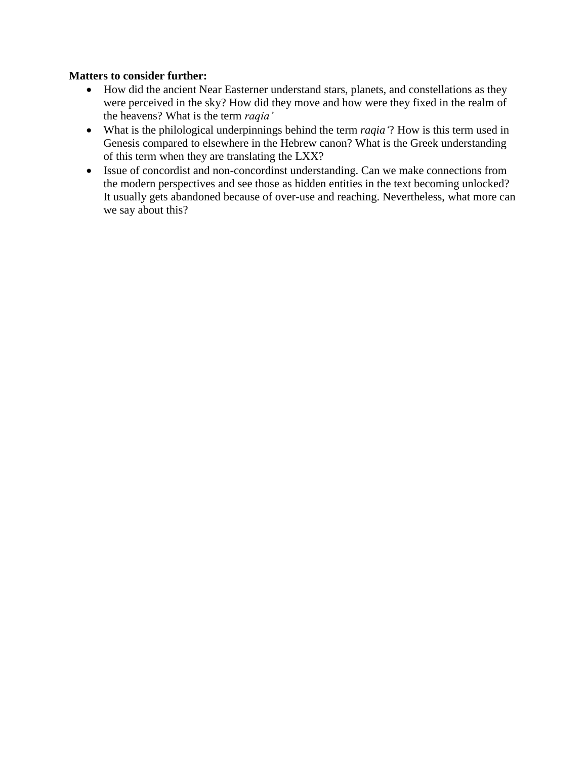**Matters to consider further:**

- How did the ancient Near Easterner understand stars, planets, and constellations as they were perceived in the sky? How did they move and how were they fixed in the realm of the heavens? What is the term *raqia'*
- What is the philological underpinnings behind the term *raqia'*? How is this term used in Genesis compared to elsewhere in the Hebrew canon? What is the Greek understanding of this term when they are translating the LXX?
- Issue of concordist and non-concordinst understanding. Can we make connections from the modern perspectives and see those as hidden entities in the text becoming unlocked? It usually gets abandoned because of over-use and reaching. Nevertheless, what more can we say about this?